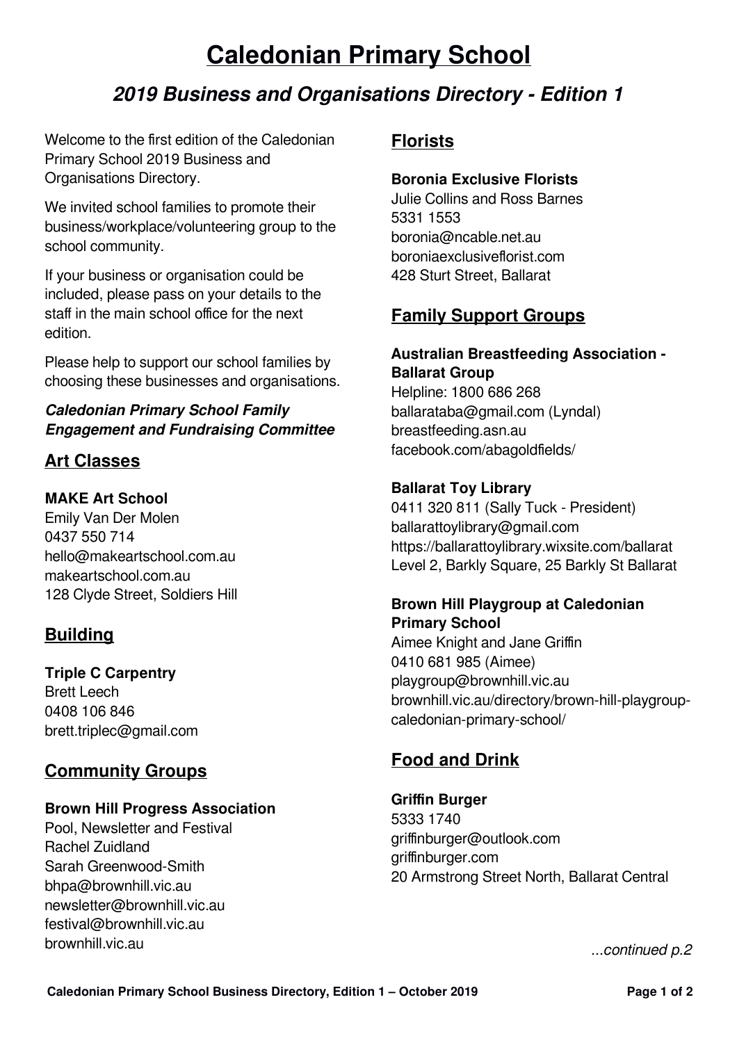# Caledonian Primary School

## *2019 Business and Organisations Directory - Edition 1*

Welcome to the first edition of the Caledonian Primary School 2019 Business and Organisations Directory.

We invited school families to promote their business/workplace/volunteering group to the school community.

If your business or organisation could be included, please pass on your details to the staff in the main school office for the next edition.

Please help to support our school families by choosing these businesses and organisations.

***Caledonian Primary School Family Engagement and Fundraising Committee***

## Art Classes

**MAKE Art School**
Emily Van Der Molen
0437 550 714
hello@makeartschool.com.au
makeartschool.com.au
128 Clyde Street, Soldiers Hill

## Building

**Triple C Carpentry**
Brett Leech
0408 106 846
brett.triplec@gmail.com

## Community Groups

**Brown Hill Progress Association**
Pool, Newsletter and Festival
Rachel Zuidland
Sarah Greenwood-Smith
bhpa@brownhill.vic.au
newsletter@brownhill.vic.au
festival@brownhill.vic.au
brownhill.vic.au

## Florists

**Boronia Exclusive Florists**
Julie Collins and Ross Barnes
5331 1553
boronia@ncable.net.au
boroniaexclusiveflorist.com
428 Sturt Street, Ballarat

## Family Support Groups

**Australian Breastfeeding Association - Ballarat Group**
Helpline: 1800 686 268
ballarataba@gmail.com (Lyndal)
breastfeeding.asn.au
facebook.com/abagoldfields/

**Ballarat Toy Library**
0411 320 811 (Sally Tuck - President)
ballarattoylibrary@gmail.com
https://ballarattoylibrary.wixsite.com/ballarat
Level 2, Barkly Square, 25 Barkly St Ballarat

**Brown Hill Playgroup at Caledonian Primary School**
Aimee Knight and Jane Griffin
0410 681 985 (Aimee)
playgroup@brownhill.vic.au
brownhill.vic.au/directory/brown-hill-playgroup-caledonian-primary-school/

## Food and Drink

**Griffin Burger**
5333 1740
griffinburger@outlook.com
griffinburger.com
20 Armstrong Street North, Ballarat Central

*...continued p.2*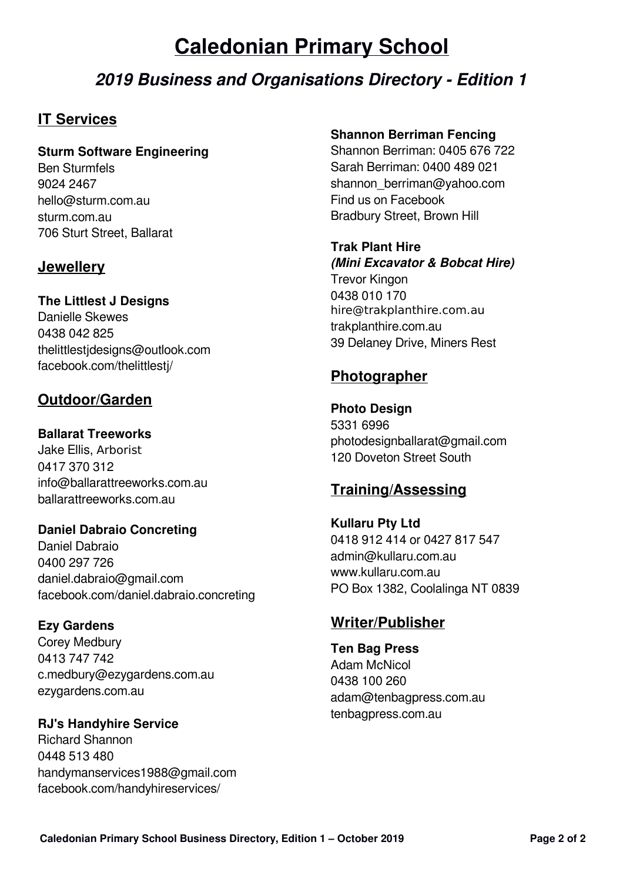# Caledonian Primary School

## *2019 Business and Organisations Directory - Edition 1*

### IT Services

**Sturm Software Engineering**
Ben Sturmfels
9024 2467
hello@sturm.com.au
sturm.com.au
706 Sturt Street, Ballarat

### Jewellery

**The Littlest J Designs**
Danielle Skewes
0438 042 825
thelittlestjdesigns@outlook.com
facebook.com/thelittlestj/

### Outdoor/Garden

**Ballarat Treeworks**
Jake Ellis, Arborist
0417 370 312
info@ballarattreeworks.com.au
ballarattreeworks.com.au

**Daniel Dabraio Concreting**
Daniel Dabraio
0400 297 726
daniel.dabraio@gmail.com
facebook.com/daniel.dabraio.concreting

**Ezy Gardens**
Corey Medbury
0413 747 742
c.medbury@ezygardens.com.au
ezygardens.com.au

**RJ's Handyhire Service**
Richard Shannon
0448 513 480
handymanservices1988@gmail.com
facebook.com/handyhireservices/

**Shannon Berriman Fencing**
Shannon Berriman: 0405 676 722
Sarah Berriman: 0400 489 021
shannon_berriman@yahoo.com
Find us on Facebook
Bradbury Street, Brown Hill

**Trak Plant Hire**
***(Mini Excavator & Bobcat Hire)***
Trevor Kingon
0438 010 170
hire@trakplanthire.com.au
trakplanthire.com.au
39 Delaney Drive, Miners Rest

### Photographer

**Photo Design**
5331 6996
photodesignballarat@gmail.com
120 Doveton Street South

### Training/Assessing

**Kullaru Pty Ltd**
0418 912 414 or 0427 817 547
admin@kullaru.com.au
www.kullaru.com.au
PO Box 1382, Coolalinga NT 0839

### Writer/Publisher

**Ten Bag Press**
Adam McNicol
0438 100 260
adam@tenbagpress.com.au
tenbagpress.com.au